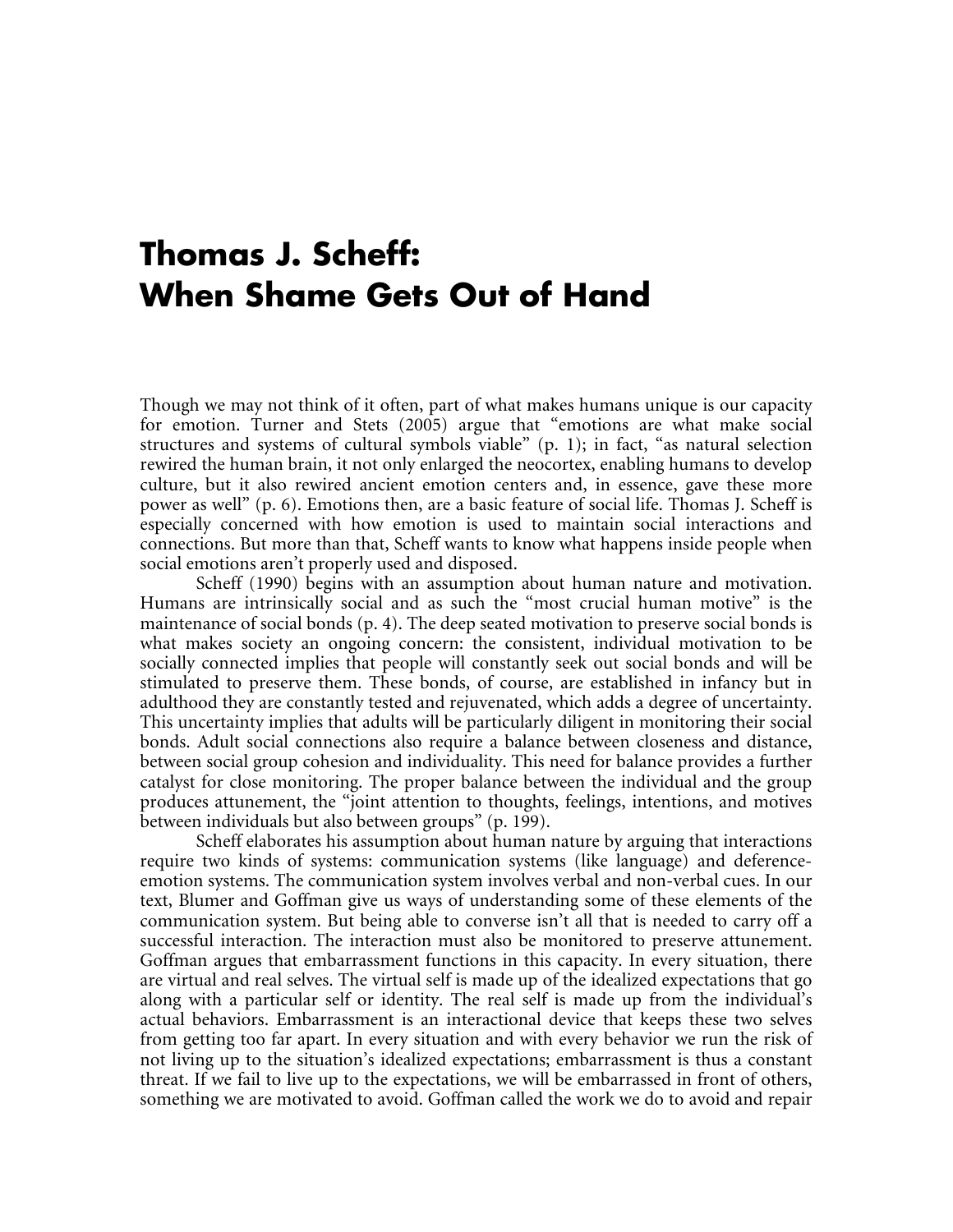# Thomas J. Scheff: When Shame Gets Out of Hand

Though we may not think of it often, part of what makes humans unique is our capacity for emotion. Turner and Stets (2005) argue that "emotions are what make social structures and systems of cultural symbols viable" (p. 1); in fact, "as natural selection rewired the human brain, it not only enlarged the neocortex, enabling humans to develop culture, but it also rewired ancient emotion centers and, in essence, gave these more power as well" (p. 6). Emotions then, are a basic feature of social life. Thomas J. Scheff is especially concerned with how emotion is used to maintain social interactions and connections. But more than that, Scheff wants to know what happens inside people when social emotions aren't properly used and disposed.

Scheff (1990) begins with an assumption about human nature and motivation. Humans are intrinsically social and as such the "most crucial human motive" is the maintenance of social bonds (p. 4). The deep seated motivation to preserve social bonds is what makes society an ongoing concern: the consistent, individual motivation to be socially connected implies that people will constantly seek out social bonds and will be stimulated to preserve them. These bonds, of course, are established in infancy but in adulthood they are constantly tested and rejuvenated, which adds a degree of uncertainty. This uncertainty implies that adults will be particularly diligent in monitoring their social bonds. Adult social connections also require a balance between closeness and distance, between social group cohesion and individuality. This need for balance provides a further catalyst for close monitoring. The proper balance between the individual and the group produces attunement, the "joint attention to thoughts, feelings, intentions, and motives between individuals but also between groups" (p. 199).

Scheff elaborates his assumption about human nature by arguing that interactions require two kinds of systems: communication systems (like language) and deference-emotion systems. The communication system involves verbal and non-verbal cues. In our text, Blumer and Goffman give us ways of understanding some of these elements of the communication system. But being able to converse isn't all that is needed to carry off a successful interaction. The interaction must also be monitored to preserve attunement. Goffman argues that embarrassment functions in this capacity. In every situation, there are virtual and real selves. The virtual self is made up of the idealized expectations that go along with a particular self or identity. The real self is made up from the individual's actual behaviors. Embarrassment is an interactional device that keeps these two selves from getting too far apart. In every situation and with every behavior we run the risk of not living up to the situation's idealized expectations; embarrassment is thus a constant threat. If we fail to live up to the expectations, we will be embarrassed in front of others, something we are motivated to avoid. Goffman called the work we do to avoid and repair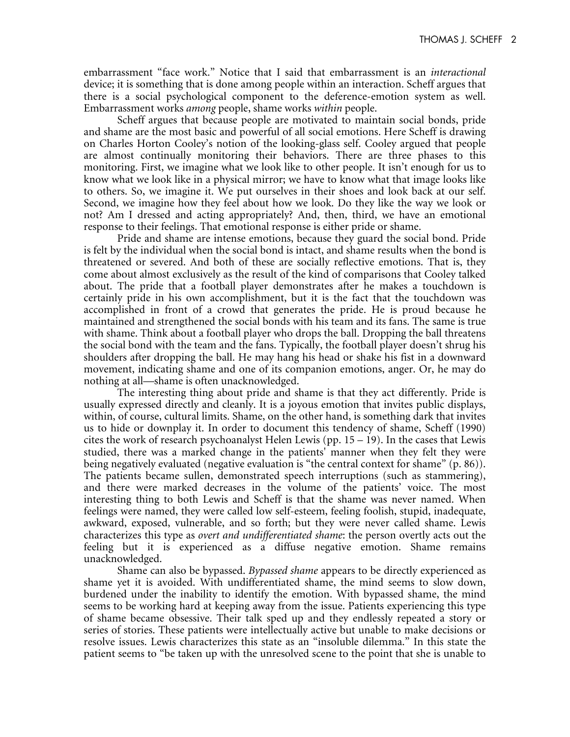embarrassment "face work." Notice that I said that embarrassment is an *interactional* device; it is something that is done among people within an interaction. Scheff argues that there is a social psychological component to the deference-emotion system as well. Embarrassment works *among* people, shame works *within* people.

Scheff argues that because people are motivated to maintain social bonds, pride and shame are the most basic and powerful of all social emotions. Here Scheff is drawing on Charles Horton Cooley's notion of the looking-glass self. Cooley argued that people are almost continually monitoring their behaviors. There are three phases to this monitoring. First, we imagine what we look like to other people. It isn't enough for us to know what we look like in a physical mirror; we have to know what that image looks like to others. So, we imagine it. We put ourselves in their shoes and look back at our self. Second, we imagine how they feel about how we look. Do they like the way we look or not? Am I dressed and acting appropriately? And, then, third, we have an emotional response to their feelings. That emotional response is either pride or shame.

Pride and shame are intense emotions, because they guard the social bond. Pride is felt by the individual when the social bond is intact, and shame results when the bond is threatened or severed. And both of these are socially reflective emotions. That is, they come about almost exclusively as the result of the kind of comparisons that Cooley talked about. The pride that a football player demonstrates after he makes a touchdown is certainly pride in his own accomplishment, but it is the fact that the touchdown was accomplished in front of a crowd that generates the pride. He is proud because he maintained and strengthened the social bonds with his team and its fans. The same is true with shame. Think about a football player who drops the ball. Dropping the ball threatens the social bond with the team and the fans. Typically, the football player doesn't shrug his shoulders after dropping the ball. He may hang his head or shake his fist in a downward movement, indicating shame and one of its companion emotions, anger. Or, he may do nothing at all—shame is often unacknowledged.

The interesting thing about pride and shame is that they act differently. Pride is usually expressed directly and cleanly. It is a joyous emotion that invites public displays, within, of course, cultural limits. Shame, on the other hand, is something dark that invites us to hide or downplay it. In order to document this tendency of shame, Scheff (1990) cites the work of research psychoanalyst Helen Lewis (pp. 15 – 19). In the cases that Lewis studied, there was a marked change in the patients' manner when they felt they were being negatively evaluated (negative evaluation is "the central context for shame" (p. 86)). The patients became sullen, demonstrated speech interruptions (such as stammering), and there were marked decreases in the volume of the patients' voice. The most interesting thing to both Lewis and Scheff is that the shame was never named. When feelings were named, they were called low self-esteem, feeling foolish, stupid, inadequate, awkward, exposed, vulnerable, and so forth; but they were never called shame. Lewis characterizes this type as *overt and undifferentiated shame*: the person overtly acts out the feeling but it is experienced as a diffuse negative emotion. Shame remains unacknowledged.

Shame can also be bypassed. *Bypassed shame* appears to be directly experienced as shame yet it is avoided. With undifferentiated shame, the mind seems to slow down, burdened under the inability to identify the emotion. With bypassed shame, the mind seems to be working hard at keeping away from the issue. Patients experiencing this type of shame became obsessive. Their talk sped up and they endlessly repeated a story or series of stories. These patients were intellectually active but unable to make decisions or resolve issues. Lewis characterizes this state as an "insoluble dilemma." In this state the patient seems to "be taken up with the unresolved scene to the point that she is unable to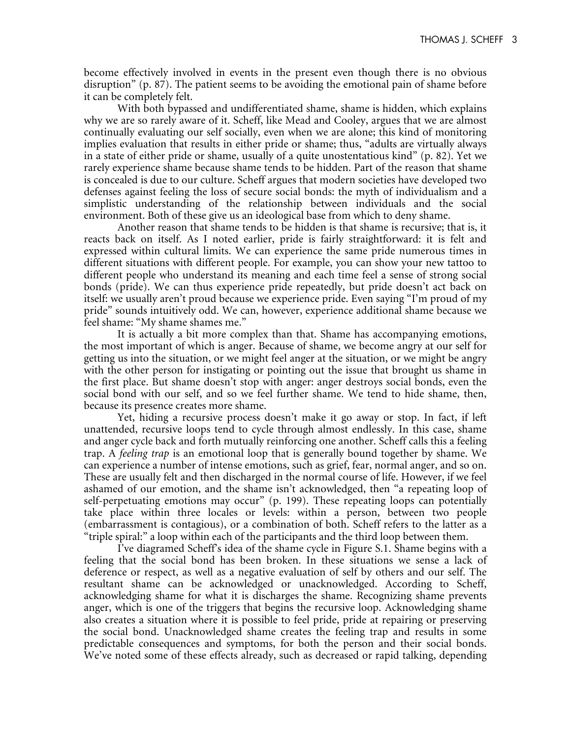become effectively involved in events in the present even though there is no obvious disruption" (p. 87). The patient seems to be avoiding the emotional pain of shame before it can be completely felt.

With both bypassed and undifferentiated shame, shame is hidden, which explains why we are so rarely aware of it. Scheff, like Mead and Cooley, argues that we are almost continually evaluating our self socially, even when we are alone; this kind of monitoring implies evaluation that results in either pride or shame; thus, "adults are virtually always in a state of either pride or shame, usually of a quite unostentatious kind" (p. 82). Yet we rarely experience shame because shame tends to be hidden. Part of the reason that shame is concealed is due to our culture. Scheff argues that modern societies have developed two defenses against feeling the loss of secure social bonds: the myth of individualism and a simplistic understanding of the relationship between individuals and the social environment. Both of these give us an ideological base from which to deny shame.

Another reason that shame tends to be hidden is that shame is recursive; that is, it reacts back on itself. As I noted earlier, pride is fairly straightforward: it is felt and expressed within cultural limits. We can experience the same pride numerous times in different situations with different people. For example, you can show your new tattoo to different people who understand its meaning and each time feel a sense of strong social bonds (pride). We can thus experience pride repeatedly, but pride doesn't act back on itself: we usually aren't proud because we experience pride. Even saying "I'm proud of my pride" sounds intuitively odd. We can, however, experience additional shame because we feel shame: "My shame shames me."

It is actually a bit more complex than that. Shame has accompanying emotions, the most important of which is anger. Because of shame, we become angry at our self for getting us into the situation, or we might feel anger at the situation, or we might be angry with the other person for instigating or pointing out the issue that brought us shame in the first place. But shame doesn't stop with anger: anger destroys social bonds, even the social bond with our self, and so we feel further shame. We tend to hide shame, then, because its presence creates more shame.

Yet, hiding a recursive process doesn't make it go away or stop. In fact, if left unattended, recursive loops tend to cycle through almost endlessly. In this case, shame and anger cycle back and forth mutually reinforcing one another. Scheff calls this a feeling trap. A *feeling trap* is an emotional loop that is generally bound together by shame. We can experience a number of intense emotions, such as grief, fear, normal anger, and so on. These are usually felt and then discharged in the normal course of life. However, if we feel ashamed of our emotion, and the shame isn't acknowledged, then "a repeating loop of self-perpetuating emotions may occur" (p. 199). These repeating loops can potentially take place within three locales or levels: within a person, between two people (embarrassment is contagious), or a combination of both. Scheff refers to the latter as a "triple spiral:" a loop within each of the participants and the third loop between them.

I've diagramed Scheff's idea of the shame cycle in Figure S.1. Shame begins with a feeling that the social bond has been broken. In these situations we sense a lack of deference or respect, as well as a negative evaluation of self by others and our self. The resultant shame can be acknowledged or unacknowledged. According to Scheff, acknowledging shame for what it is discharges the shame. Recognizing shame prevents anger, which is one of the triggers that begins the recursive loop. Acknowledging shame also creates a situation where it is possible to feel pride, pride at repairing or preserving the social bond. Unacknowledged shame creates the feeling trap and results in some predictable consequences and symptoms, for both the person and their social bonds. We've noted some of these effects already, such as decreased or rapid talking, depending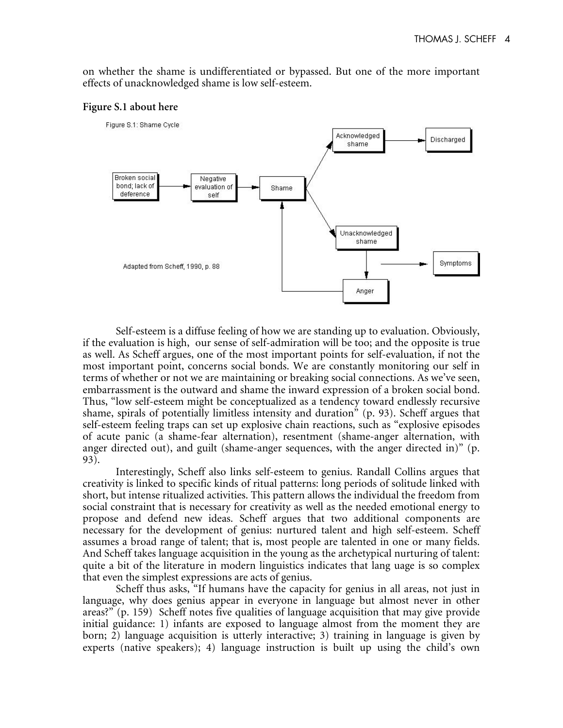on whether the shame is undifferentiated or bypassed. But one of the more important effects of unacknowledged shame is low self-esteem.

**Figure S.1 about here**

Figure S.1: Shame Cycle

Broken social bond; lack of deference

Negative evaluation of self

Shame

Acknowledged shame

Discharged

Unacknowledged shame

Symptoms

Anger

Adapted from Scheff, 1990, p. 88

Self-esteem is a diffuse feeling of how we are standing up to evaluation. Obviously, if the evaluation is high, our sense of self-admiration will be too; and the opposite is true as well. As Scheff argues, one of the most important points for self-evaluation, if not the most important point, concerns social bonds. We are constantly monitoring our self in terms of whether or not we are maintaining or breaking social connections. As we've seen, embarrassment is the outward and shame the inward expression of a broken social bond. Thus, "low self-esteem might be conceptualized as a tendency toward endlessly recursive shame, spirals of potentially limitless intensity and duration" (p. 93). Scheff argues that self-esteem feeling traps can set up explosive chain reactions, such as "explosive episodes of acute panic (a shame-fear alternation), resentment (shame-anger alternation, with anger directed out), and guilt (shame-anger sequences, with the anger directed in)" (p. 93).

Interestingly, Scheff also links self-esteem to genius. Randall Collins argues that creativity is linked to specific kinds of ritual patterns: long periods of solitude linked with short, but intense ritualized activities. This pattern allows the individual the freedom from social constraint that is necessary for creativity as well as the needed emotional energy to propose and defend new ideas. Scheff argues that two additional components are necessary for the development of genius: nurtured talent and high self-esteem. Scheff assumes a broad range of talent; that is, most people are talented in one or many fields. And Scheff takes language acquisition in the young as the archetypical nurturing of talent: quite a bit of the literature in modern linguistics indicates that lang uage is so complex that even the simplest expressions are acts of genius.

Scheff thus asks, "If humans have the capacity for genius in all areas, not just in language, why does genius appear in everyone in language but almost never in other areas?" (p. 159) Scheff notes five qualities of language acquisition that may give provide initial guidance: 1) infants are exposed to language almost from the moment they are born; 2) language acquisition is utterly interactive; 3) training in language is given by experts (native speakers); 4) language instruction is built up using the child's own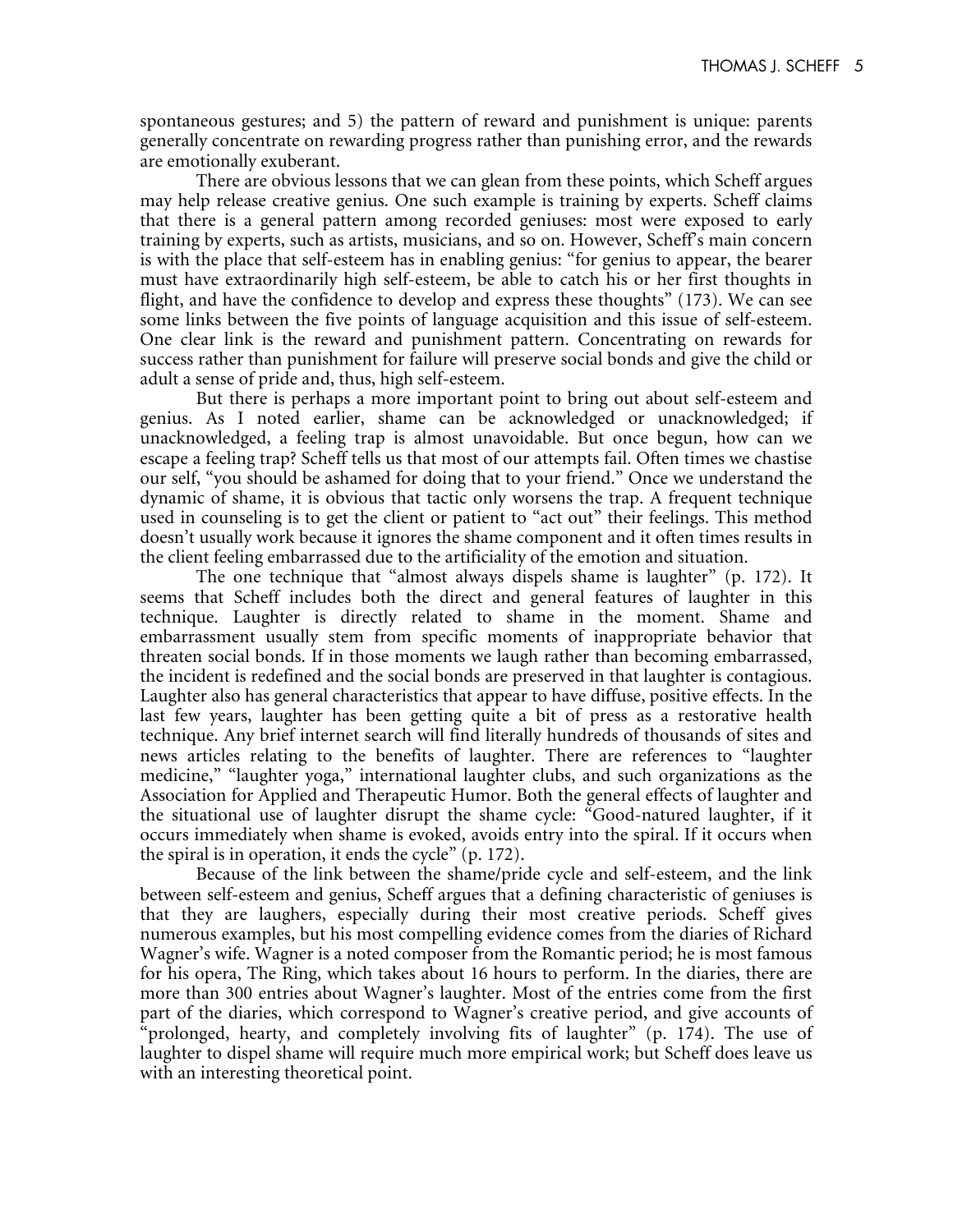spontaneous gestures; and 5) the pattern of reward and punishment is unique: parents generally concentrate on rewarding progress rather than punishing error, and the rewards are emotionally exuberant.

There are obvious lessons that we can glean from these points, which Scheff argues may help release creative genius. One such example is training by experts. Scheff claims that there is a general pattern among recorded geniuses: most were exposed to early training by experts, such as artists, musicians, and so on. However, Scheff's main concern is with the place that self-esteem has in enabling genius: "for genius to appear, the bearer must have extraordinarily high self-esteem, be able to catch his or her first thoughts in flight, and have the confidence to develop and express these thoughts" (173). We can see some links between the five points of language acquisition and this issue of self-esteem. One clear link is the reward and punishment pattern. Concentrating on rewards for success rather than punishment for failure will preserve social bonds and give the child or adult a sense of pride and, thus, high self-esteem.

But there is perhaps a more important point to bring out about self-esteem and genius. As I noted earlier, shame can be acknowledged or unacknowledged; if unacknowledged, a feeling trap is almost unavoidable. But once begun, how can we escape a feeling trap? Scheff tells us that most of our attempts fail. Often times we chastise our self, "you should be ashamed for doing that to your friend." Once we understand the dynamic of shame, it is obvious that tactic only worsens the trap. A frequent technique used in counseling is to get the client or patient to "act out" their feelings. This method doesn't usually work because it ignores the shame component and it often times results in the client feeling embarrassed due to the artificiality of the emotion and situation.

The one technique that "almost always dispels shame is laughter" (p. 172). It seems that Scheff includes both the direct and general features of laughter in this technique. Laughter is directly related to shame in the moment. Shame and embarrassment usually stem from specific moments of inappropriate behavior that threaten social bonds. If in those moments we laugh rather than becoming embarrassed, the incident is redefined and the social bonds are preserved in that laughter is contagious. Laughter also has general characteristics that appear to have diffuse, positive effects. In the last few years, laughter has been getting quite a bit of press as a restorative health technique. Any brief internet search will find literally hundreds of thousands of sites and news articles relating to the benefits of laughter. There are references to "laughter medicine," "laughter yoga," international laughter clubs, and such organizations as the Association for Applied and Therapeutic Humor. Both the general effects of laughter and the situational use of laughter disrupt the shame cycle: "Good-natured laughter, if it occurs immediately when shame is evoked, avoids entry into the spiral. If it occurs when the spiral is in operation, it ends the cycle" (p. 172).

Because of the link between the shame/pride cycle and self-esteem, and the link between self-esteem and genius, Scheff argues that a defining characteristic of geniuses is that they are laughers, especially during their most creative periods. Scheff gives numerous examples, but his most compelling evidence comes from the diaries of Richard Wagner's wife. Wagner is a noted composer from the Romantic period; he is most famous for his opera, The Ring, which takes about 16 hours to perform. In the diaries, there are more than 300 entries about Wagner's laughter. Most of the entries come from the first part of the diaries, which correspond to Wagner's creative period, and give accounts of "prolonged, hearty, and completely involving fits of laughter" (p. 174). The use of laughter to dispel shame will require much more empirical work; but Scheff does leave us with an interesting theoretical point.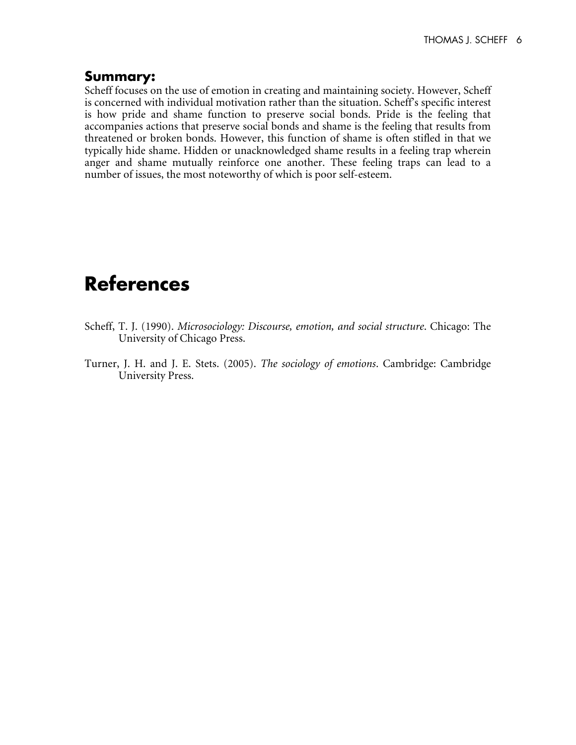**Summary:**

Scheff focuses on the use of emotion in creating and maintaining society. However, Scheff is concerned with individual motivation rather than the situation. Scheff's specific interest is how pride and shame function to preserve social bonds. Pride is the feeling that accompanies actions that preserve social bonds and shame is the feeling that results from threatened or broken bonds. However, this function of shame is often stifled in that we typically hide shame. Hidden or unacknowledged shame results in a feeling trap wherein anger and shame mutually reinforce one another. These feeling traps can lead to a number of issues, the most noteworthy of which is poor self-esteem.

# References

Scheff, T. J. (1990). *Microsociology: Discourse, emotion, and social structure*. Chicago: The University of Chicago Press.

Turner, J. H. and J. E. Stets. (2005). *The sociology of emotions*. Cambridge: Cambridge University Press.